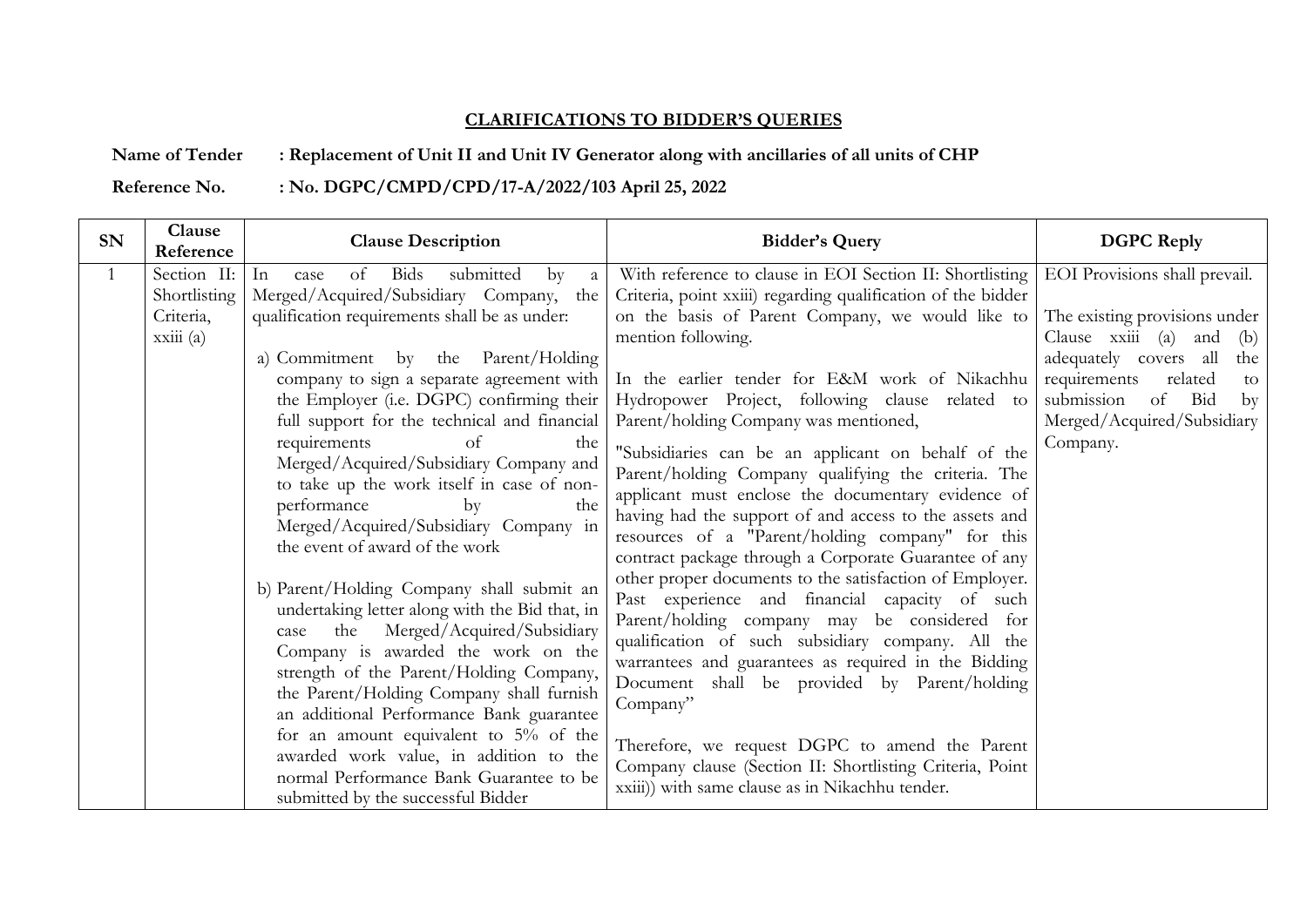## CLARIFICATIONS TO BIDDER'S QUERIES

**Name of Tender : Replacement of Unit II and Unit IV Generator along with ancillaries of all units of CHP**

**Reference No. : No. DGPC/CMPD/CPD/17-A/2022/103 April 25, 2022**

| SN | Clause Reference | Clause Description | Bidder's Query | DGPC Reply |
|---|---|---|---|---|
| 1 | Section II: Shortlisting Criteria, xxiii (a) | In case of Bids submitted by a Merged/Acquired/Subsidiary Company, the qualification requirements shall be as under:<br><br>a) Commitment by the Parent/Holding company to sign a separate agreement with the Employer (i.e. DGPC) confirming their full support for the technical and financial requirements of the Merged/Acquired/Subsidiary Company and to take up the work itself in case of non-performance by the Merged/Acquired/Subsidiary Company in the event of award of the work<br><br>b) Parent/Holding Company shall submit an undertaking letter along with the Bid that, in case the Merged/Acquired/Subsidiary Company is awarded the work on the strength of the Parent/Holding Company, the Parent/Holding Company shall furnish an additional Performance Bank guarantee for an amount equivalent to 5% of the awarded work value, in addition to the normal Performance Bank Guarantee to be submitted by the successful Bidder | With reference to clause in EOI Section II: Shortlisting Criteria, point xxiii) regarding qualification of the bidder on the basis of Parent Company, we would like to mention following.<br><br>In the earlier tender for E&M work of Nikachhu Hydropower Project, following clause related to Parent/holding Company was mentioned,<br><br>"Subsidiaries can be an applicant on behalf of the Parent/holding Company qualifying the criteria. The applicant must enclose the documentary evidence of having had the support of and access to the assets and resources of a "Parent/holding company" for this contract package through a Corporate Guarantee of any other proper documents to the satisfaction of Employer. Past experience and financial capacity of such Parent/holding company may be considered for qualification of such subsidiary company. All the warrantees and guarantees as required in the Bidding Document shall be provided by Parent/holding Company"<br><br>Therefore, we request DGPC to amend the Parent Company clause (Section II: Shortlisting Criteria, Point xxiii)) with same clause as in Nikachhu tender. | EOI Provisions shall prevail.<br><br>The existing provisions under Clause xxiii (a) and (b) adequately covers all the requirements related to submission of Bid by Merged/Acquired/Subsidiary Company. |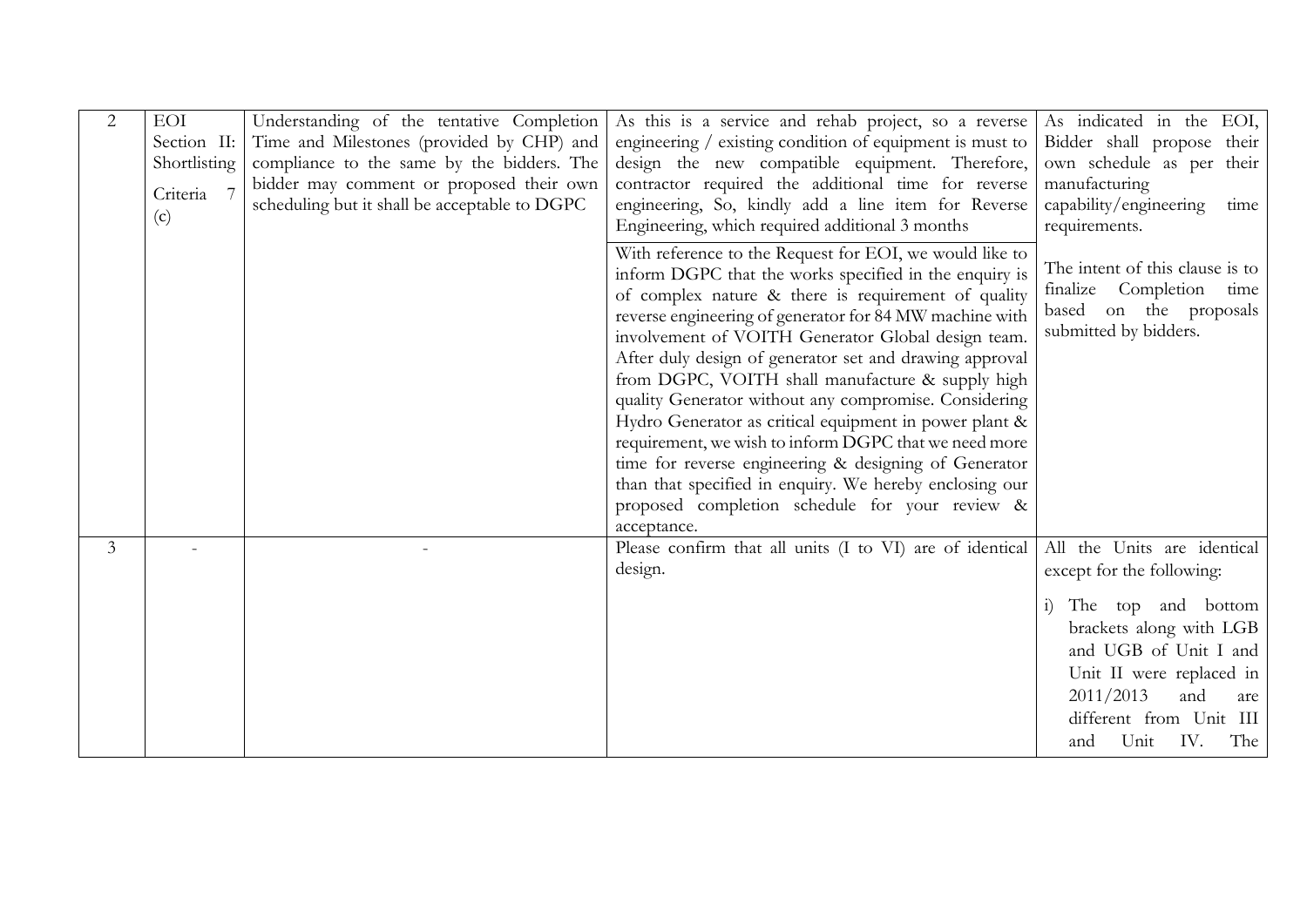| 2 | EOI Section II: Shortlisting Criteria 7 (c) | Understanding of the tentative Completion Time and Milestones (provided by CHP) and compliance to the same by the bidders. The bidder may comment or proposed their own scheduling but it shall be acceptable to DGPC | As this is a service and rehab project, so a reverse engineering / existing condition of equipment is must to design the new compatible equipment. Therefore, contractor required the additional time for reverse engineering, So, kindly add a line item for Reverse Engineering, which required additional 3 months | As indicated in the EOI, Bidder shall propose their own schedule as per their manufacturing capability/engineering time requirements. |
|---|---|---|---|---|
| | | | With reference to the Request for EOI, we would like to inform DGPC that the works specified in the enquiry is of complex nature & there is requirement of quality reverse engineering of generator for 84 MW machine with involvement of VOITH Generator Global design team. After duly design of generator set and drawing approval from DGPC, VOITH shall manufacture & supply high quality Generator without any compromise. Considering Hydro Generator as critical equipment in power plant & requirement, we wish to inform DGPC that we need more time for reverse engineering & designing of Generator than that specified in enquiry. We hereby enclosing our proposed completion schedule for your review & acceptance. | The intent of this clause is to finalize Completion time based on the proposals submitted by bidders. |
| 3 | - | - | Please confirm that all units (I to VI) are of identical design. | All the Units are identical except for the following:<br><br>i) The top and bottom brackets along with LGB and UGB of Unit I and Unit II were replaced in 2011/2013 and are different from Unit III and Unit IV. The |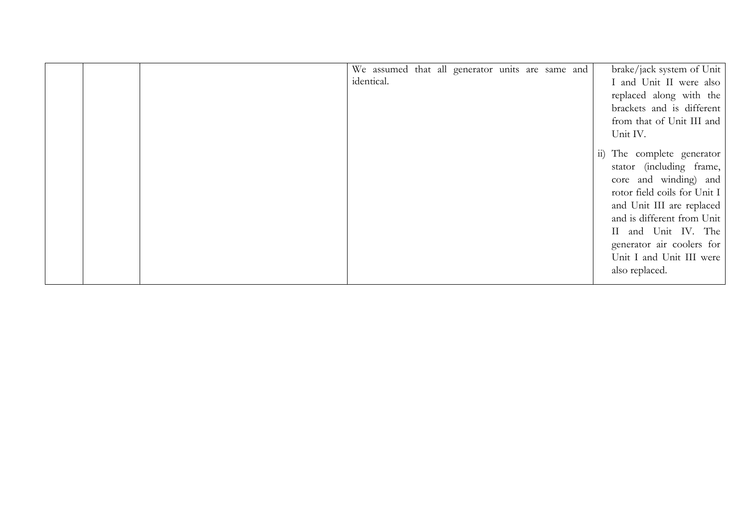| | | | | |
|---|---|---|---|---|
| | | | We assumed that all generator units are same and identical. | brake/jack system of Unit I and Unit II were also replaced along with the brackets and is different from that of Unit III and Unit IV.<br><br>ii) The complete generator stator (including frame, core and winding) and rotor field coils for Unit I and Unit III are replaced and is different from Unit II and Unit IV. The generator air coolers for Unit I and Unit III were also replaced. |